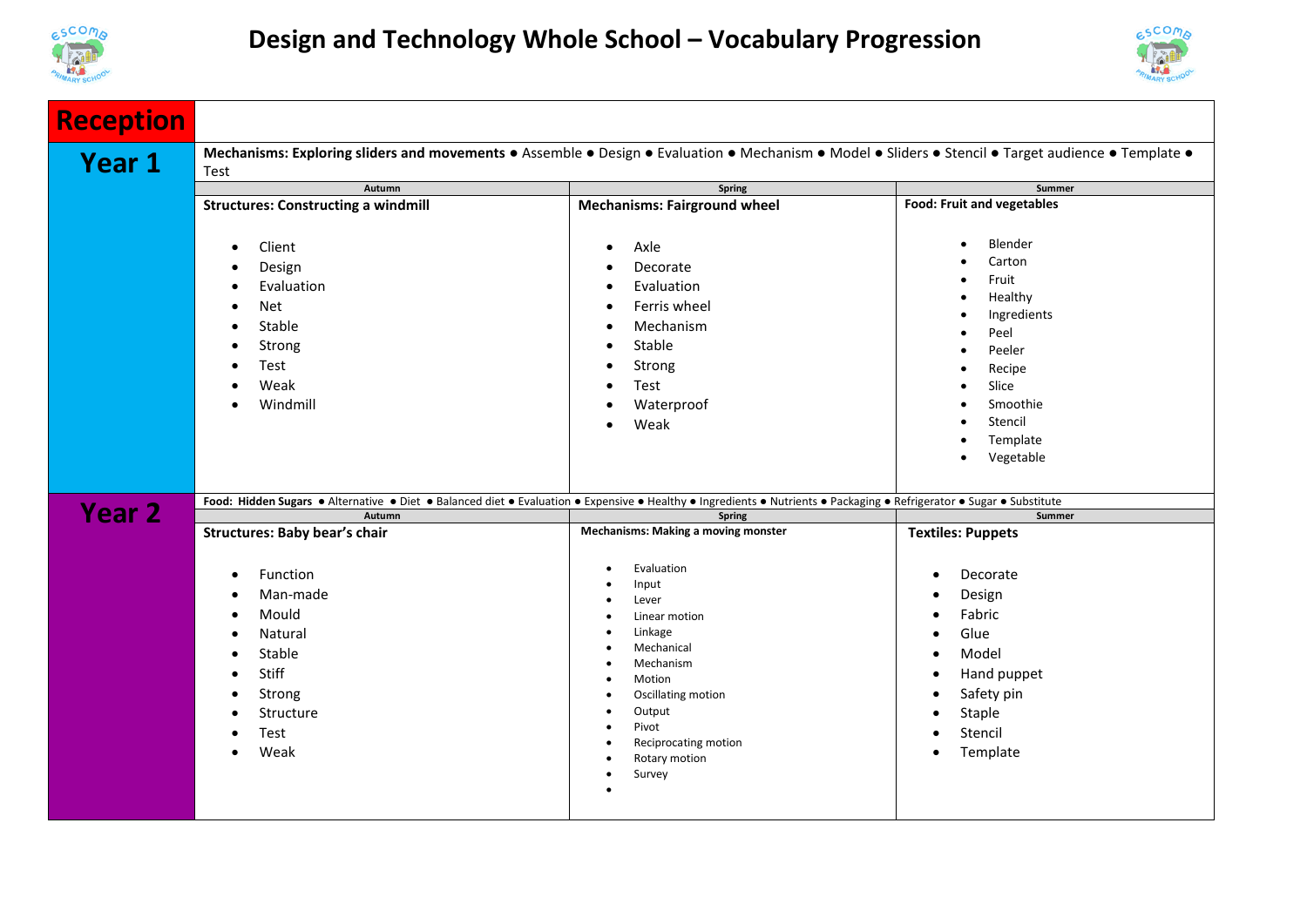# Design and Technology Whole School – Vocabulary Progression

| | | | |
|---|---|---|---|
| **Reception** | | | |
| **Year 1** | **Mechanisms: Exploring sliders and movements** ● Assemble ● Design ● Evaluation ● Mechanism ● Model ● Sliders ● Stencil ● Target audience ● Template ● Test | | |
| | **Autumn** | **Spring** | **Summer** |
| | **Structures: Constructing a windmill**<br><br>• Client<br>• Design<br>• Evaluation<br>• Net<br>• Stable<br>• Strong<br>• Test<br>• Weak<br>• Windmill | **Mechanisms: Fairground wheel**<br><br>• Axle<br>• Decorate<br>• Evaluation<br>• Ferris wheel<br>• Mechanism<br>• Stable<br>• Strong<br>• Test<br>• Waterproof<br>• Weak | **Food: Fruit and vegetables**<br><br>• Blender<br>• Carton<br>• Fruit<br>• Healthy<br>• Ingredients<br>• Peel<br>• Peeler<br>• Recipe<br>• Slice<br>• Smoothie<br>• Stencil<br>• Template<br>• Vegetable |
| **Year 2** | **Food: Hidden Sugars** ● Alternative ● Diet ● Balanced diet ● Evaluation ● Expensive ● Healthy ● Ingredients ● Nutrients ● Packaging ● Refrigerator ● Sugar ● Substitute | | |
| | **Autumn** | **Spring** | **Summer** |
| | **Structures: Baby bear's chair**<br><br>• Function<br>• Man-made<br>• Mould<br>• Natural<br>• Stable<br>• Stiff<br>• Strong<br>• Structure<br>• Test<br>• Weak | **Mechanisms: Making a moving monster**<br><br>• Evaluation<br>• Input<br>• Lever<br>• Linear motion<br>• Linkage<br>• Mechanical<br>• Mechanism<br>• Motion<br>• Oscillating motion<br>• Output<br>• Pivot<br>• Reciprocating motion<br>• Rotary motion<br>• Survey | **Textiles: Puppets**<br><br>• Decorate<br>• Design<br>• Fabric<br>• Glue<br>• Model<br>• Hand puppet<br>• Safety pin<br>• Staple<br>• Stencil<br>• Template |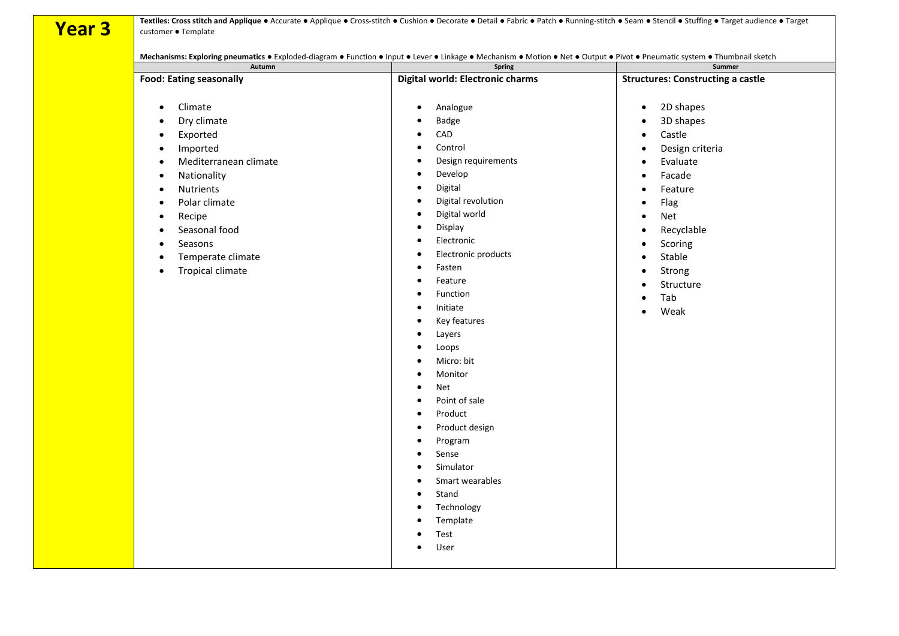# Year 3

**Textiles: Cross stitch and Applique** ● Accurate ● Applique ● Cross-stitch ● Cushion ● Decorate ● Detail ● Fabric ● Patch ● Running-stitch ● Seam ● Stencil ● Stuffing ● Target audience ● Target customer ● Template

**Mechanisms: Exploring pneumatics** ● Exploded-diagram ● Function ● Input ● Lever ● Linkage ● Mechanism ● Motion ● Net ● Output ● Pivot ● Pneumatic system ● Thumbnail sketch

| Autumn | Spring | Summer |
|---|---|---|
| **Food: Eating seasonally**<br><br>• Climate<br>• Dry climate<br>• Exported<br>• Imported<br>• Mediterranean climate<br>• Nationality<br>• Nutrients<br>• Polar climate<br>• Recipe<br>• Seasonal food<br>• Seasons<br>• Temperate climate<br>• Tropical climate | **Digital world: Electronic charms**<br><br>• Analogue<br>• Badge<br>• CAD<br>• Control<br>• Design requirements<br>• Develop<br>• Digital<br>• Digital revolution<br>• Digital world<br>• Display<br>• Electronic<br>• Electronic products<br>• Fasten<br>• Feature<br>• Function<br>• Initiate<br>• Key features<br>• Layers<br>• Loops<br>• Micro: bit<br>• Monitor<br>• Net<br>• Point of sale<br>• Product<br>• Product design<br>• Program<br>• Sense<br>• Simulator<br>• Smart wearables<br>• Stand<br>• Technology<br>• Template<br>• Test<br>• User | **Structures: Constructing a castle**<br><br>• 2D shapes<br>• 3D shapes<br>• Castle<br>• Design criteria<br>• Evaluate<br>• Facade<br>• Feature<br>• Flag<br>• Net<br>• Recyclable<br>• Scoring<br>• Stable<br>• Strong<br>• Structure<br>• Tab<br>• Weak |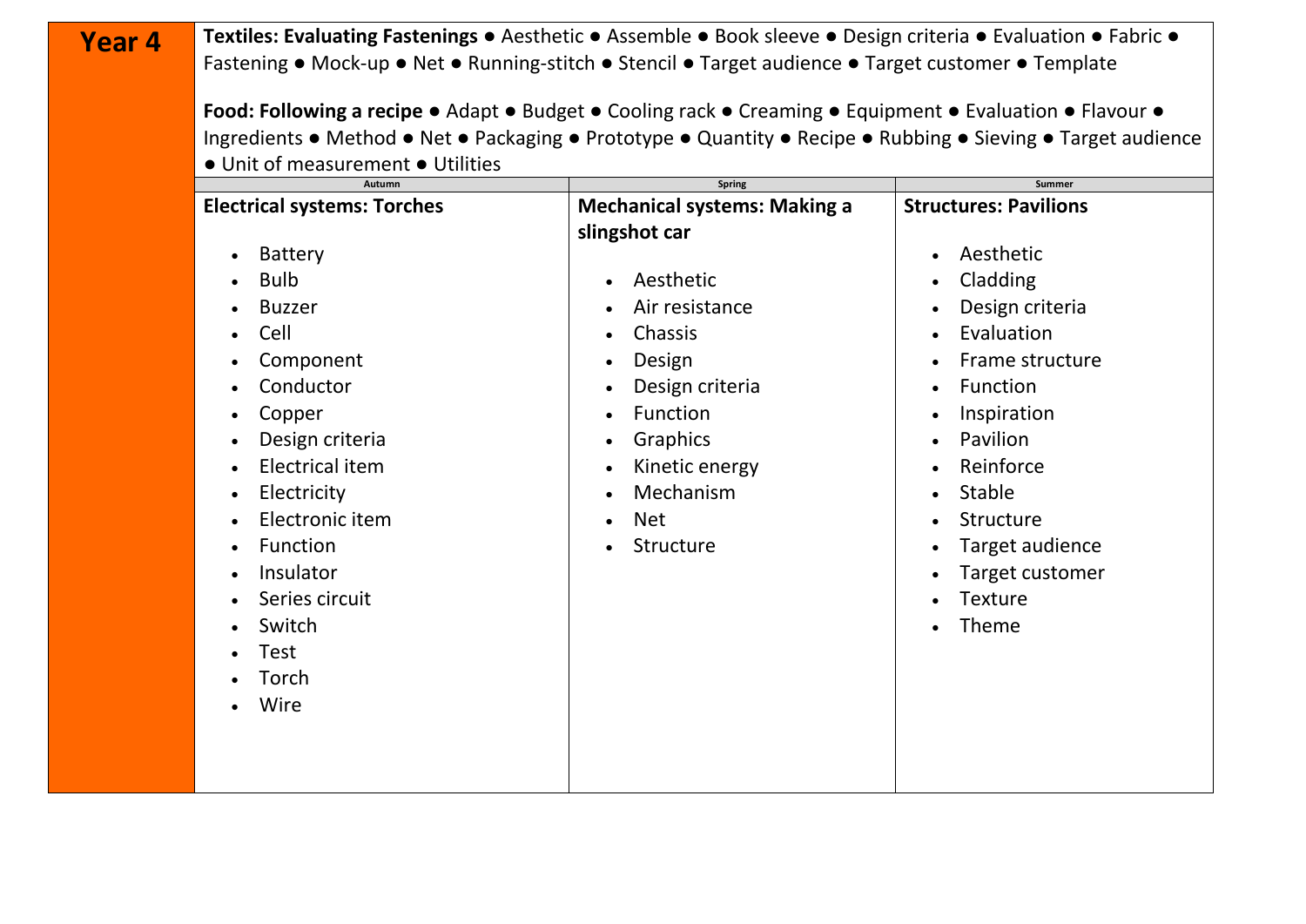## Year 4

**Textiles: Evaluating Fastenings** ● Aesthetic ● Assemble ● Book sleeve ● Design criteria ● Evaluation ● Fabric ● Fastening ● Mock-up ● Net ● Running-stitch ● Stencil ● Target audience ● Target customer ● Template

**Food: Following a recipe** ● Adapt ● Budget ● Cooling rack ● Creaming ● Equipment ● Evaluation ● Flavour ● Ingredients ● Method ● Net ● Packaging ● Prototype ● Quantity ● Recipe ● Rubbing ● Sieving ● Target audience ● Unit of measurement ● Utilities

| Autumn | Spring | Summer |
|---|---|---|
| **Electrical systems: Torches**<br>• Battery<br>• Bulb<br>• Buzzer<br>• Cell<br>• Component<br>• Conductor<br>• Copper<br>• Design criteria<br>• Electrical item<br>• Electricity<br>• Electronic item<br>• Function<br>• Insulator<br>• Series circuit<br>• Switch<br>• Test<br>• Torch<br>• Wire | **Mechanical systems: Making a slingshot car**<br>• Aesthetic<br>• Air resistance<br>• Chassis<br>• Design<br>• Design criteria<br>• Function<br>• Graphics<br>• Kinetic energy<br>• Mechanism<br>• Net<br>• Structure | **Structures: Pavilions**<br>• Aesthetic<br>• Cladding<br>• Design criteria<br>• Evaluation<br>• Frame structure<br>• Function<br>• Inspiration<br>• Pavilion<br>• Reinforce<br>• Stable<br>• Structure<br>• Target audience<br>• Target customer<br>• Texture<br>• Theme |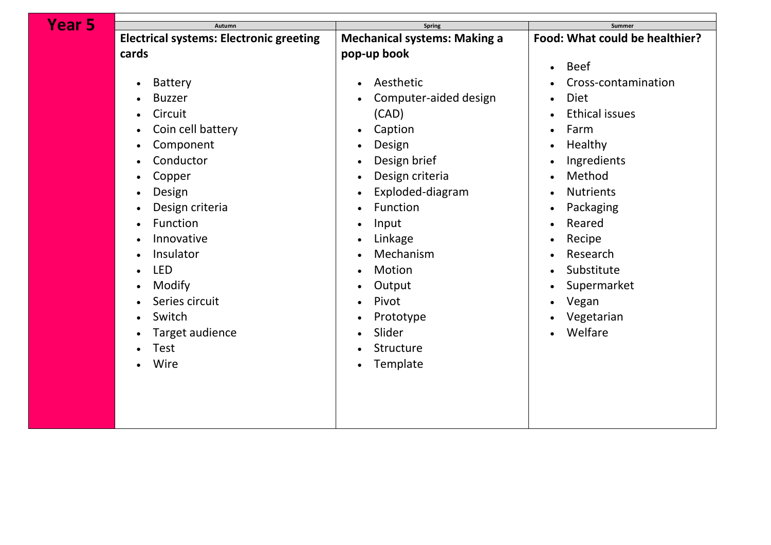| Year 5 | Autumn | Spring | Summer |
| --- | --- | --- | --- |
| | **Electrical systems: Electronic greeting cards**<br><br>• Battery<br>• Buzzer<br>• Circuit<br>• Coin cell battery<br>• Component<br>• Conductor<br>• Copper<br>• Design<br>• Design criteria<br>• Function<br>• Innovative<br>• Insulator<br>• LED<br>• Modify<br>• Series circuit<br>• Switch<br>• Target audience<br>• Test<br>• Wire | **Mechanical systems: Making a pop-up book**<br><br>• Aesthetic<br>• Computer-aided design (CAD)<br>• Caption<br>• Design<br>• Design brief<br>• Design criteria<br>• Exploded-diagram<br>• Function<br>• Input<br>• Linkage<br>• Mechanism<br>• Motion<br>• Output<br>• Pivot<br>• Prototype<br>• Slider<br>• Structure<br>• Template | **Food: What could be healthier?**<br><br>• Beef<br>• Cross-contamination<br>• Diet<br>• Ethical issues<br>• Farm<br>• Healthy<br>• Ingredients<br>• Method<br>• Nutrients<br>• Packaging<br>• Reared<br>• Recipe<br>• Research<br>• Substitute<br>• Supermarket<br>• Vegan<br>• Vegetarian<br>• Welfare |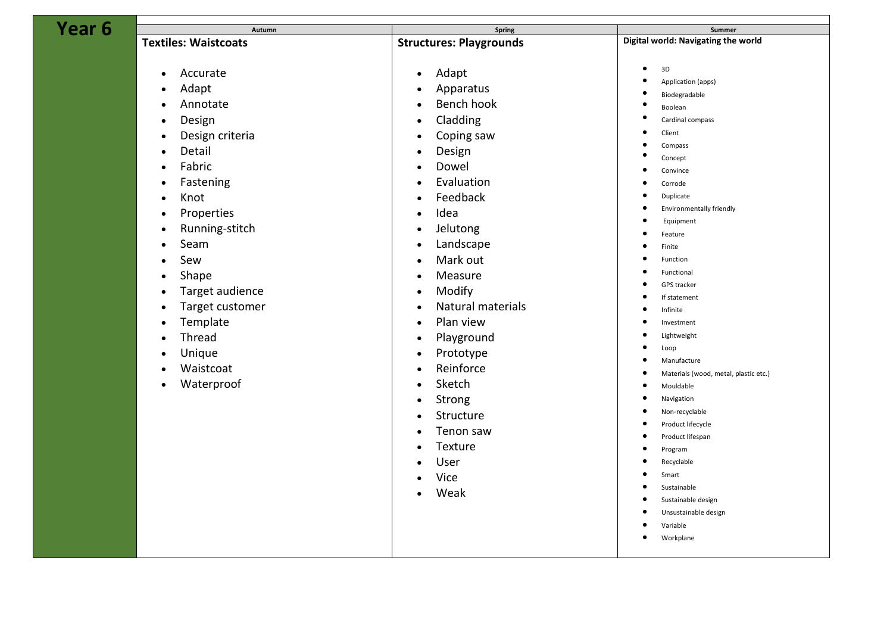# Year 6

| Autumn | Spring | Summer |
| --- | --- | --- |
| **Textiles: Waistcoats** | **Structures: Playgrounds** | **Digital world: Navigating the world** |
| • Accurate<br>• Adapt<br>• Annotate<br>• Design<br>• Design criteria<br>• Detail<br>• Fabric<br>• Fastening<br>• Knot<br>• Properties<br>• Running-stitch<br>• Seam<br>• Sew<br>• Shape<br>• Target audience<br>• Target customer<br>• Template<br>• Thread<br>• Unique<br>• Waistcoat<br>• Waterproof | • Adapt<br>• Apparatus<br>• Bench hook<br>• Cladding<br>• Coping saw<br>• Design<br>• Dowel<br>• Evaluation<br>• Feedback<br>• Idea<br>• Jelutong<br>• Landscape<br>• Mark out<br>• Measure<br>• Modify<br>• Natural materials<br>• Plan view<br>• Playground<br>• Prototype<br>• Reinforce<br>• Sketch<br>• Strong<br>• Structure<br>• Tenon saw<br>• Texture<br>• User<br>• Vice<br>• Weak | • 3D<br>• Application (apps)<br>• Biodegradable<br>• Boolean<br>• Cardinal compass<br>• Client<br>• Compass<br>• Concept<br>• Convince<br>• Corrode<br>• Duplicate<br>• Environmentally friendly<br>• Equipment<br>• Feature<br>• Finite<br>• Function<br>• Functional<br>• GPS tracker<br>• If statement<br>• Infinite<br>• Investment<br>• Lightweight<br>• Loop<br>• Manufacture<br>• Materials (wood, metal, plastic etc.)<br>• Mouldable<br>• Navigation<br>• Non-recyclable<br>• Product lifecycle<br>• Product lifespan<br>• Program<br>• Recyclable<br>• Smart<br>• Sustainable<br>• Sustainable design<br>• Unsustainable design<br>• Variable<br>• Workplane |